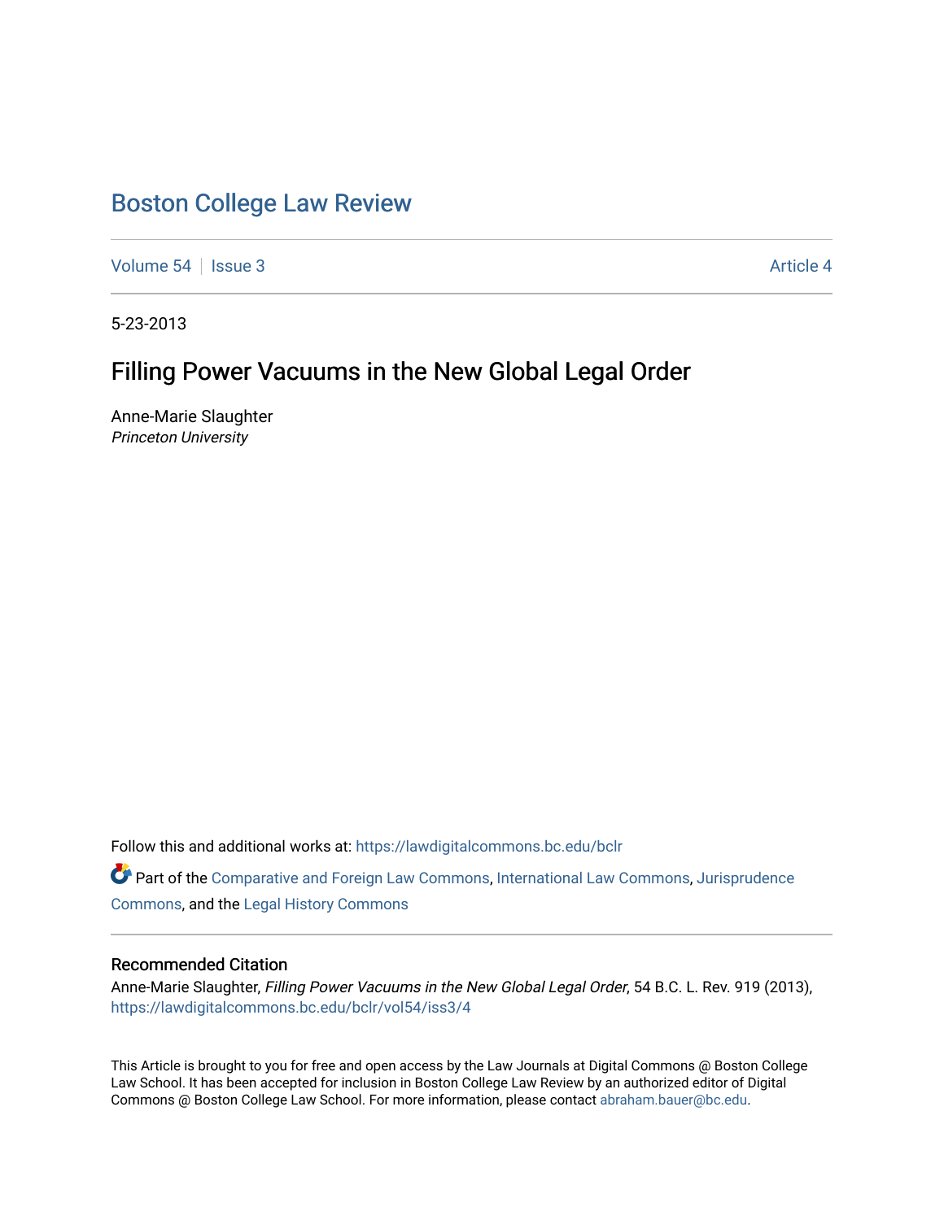# Boston College Law Review

Volume 54 | Issue 3 | Article 4

5-23-2013

## Filling Power Vacuums in the New Global Legal Order

Anne-Marie Slaughter
*Princeton University*

Follow this and additional works at: https://lawdigitalcommons.bc.edu/bclr

Part of the Comparative and Foreign Law Commons, International Law Commons, Jurisprudence Commons, and the Legal History Commons

### Recommended Citation

Anne-Marie Slaughter, *Filling Power Vacuums in the New Global Legal Order*, 54 B.C. L. Rev. 919 (2013), https://lawdigitalcommons.bc.edu/bclr/vol54/iss3/4

This Article is brought to you for free and open access by the Law Journals at Digital Commons @ Boston College Law School. It has been accepted for inclusion in Boston College Law Review by an authorized editor of Digital Commons @ Boston College Law School. For more information, please contact abraham.bauer@bc.edu.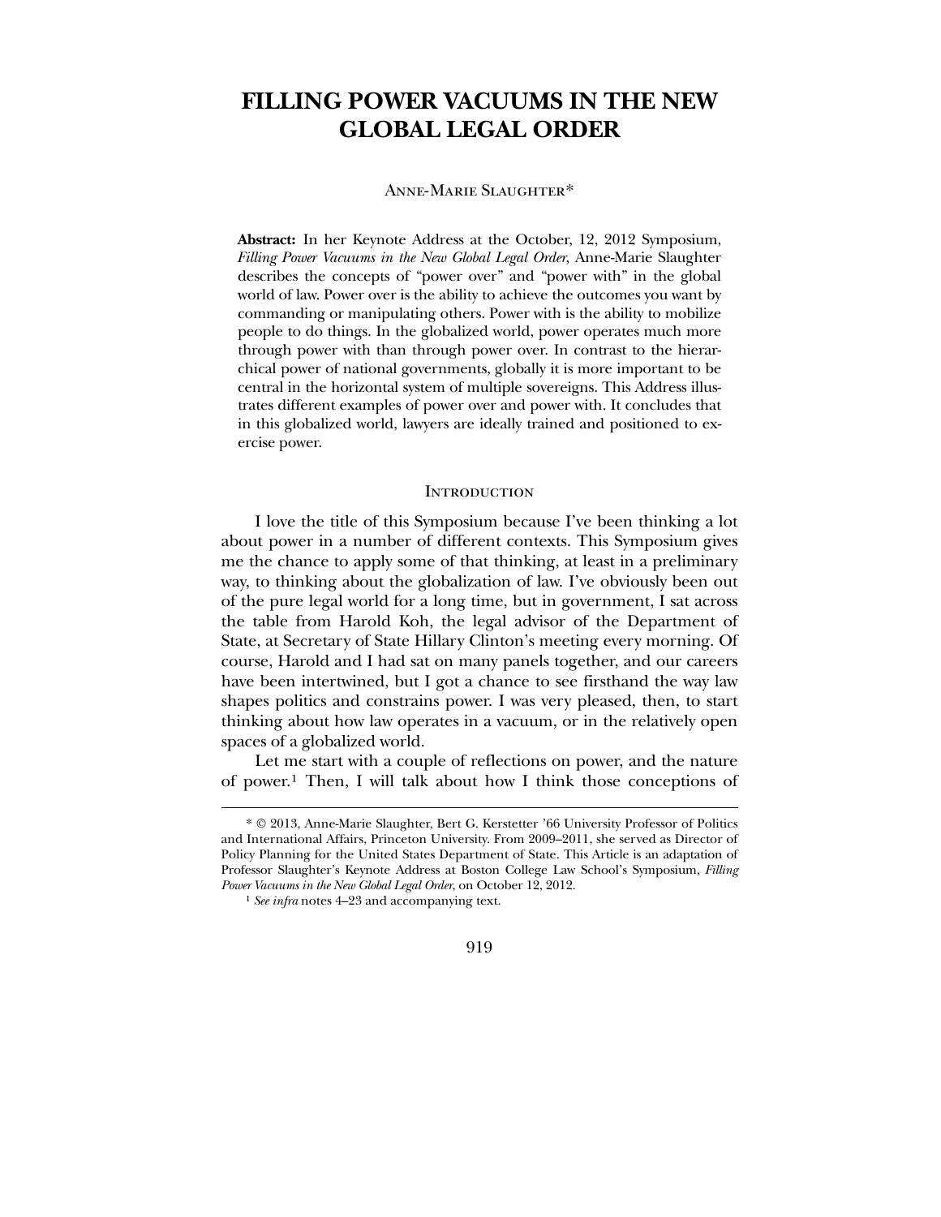# FILLING POWER VACUUMS IN THE NEW GLOBAL LEGAL ORDER

ANNE-MARIE SLAUGHTER*

**Abstract:** In her Keynote Address at the October, 12, 2012 Symposium, *Filling Power Vacuums in the New Global Legal Order*, Anne-Marie Slaughter describes the concepts of "power over" and "power with" in the global world of law. Power over is the ability to achieve the outcomes you want by commanding or manipulating others. Power with is the ability to mobilize people to do things. In the globalized world, power operates much more through power with than through power over. In contrast to the hierarchical power of national governments, globally it is more important to be central in the horizontal system of multiple sovereigns. This Address illustrates different examples of power over and power with. It concludes that in this globalized world, lawyers are ideally trained and positioned to exercise power.

## INTRODUCTION

I love the title of this Symposium because I've been thinking a lot about power in a number of different contexts. This Symposium gives me the chance to apply some of that thinking, at least in a preliminary way, to thinking about the globalization of law. I've obviously been out of the pure legal world for a long time, but in government, I sat across the table from Harold Koh, the legal advisor of the Department of State, at Secretary of State Hillary Clinton's meeting every morning. Of course, Harold and I had sat on many panels together, and our careers have been intertwined, but I got a chance to see firsthand the way law shapes politics and constrains power. I was very pleased, then, to start thinking about how law operates in a vacuum, or in the relatively open spaces of a globalized world.

Let me start with a couple of reflections on power, and the nature of power.[1] Then, I will talk about how I think those conceptions of

---

* © 2013, Anne-Marie Slaughter, Bert G. Kerstetter '66 University Professor of Politics and International Affairs, Princeton University. From 2009–2011, she served as Director of Policy Planning for the United States Department of State. This Article is an adaptation of Professor Slaughter's Keynote Address at Boston College Law School's Symposium, *Filling Power Vacuums in the New Global Legal Order*, on October 12, 2012.

[1] *See infra* notes 4–23 and accompanying text.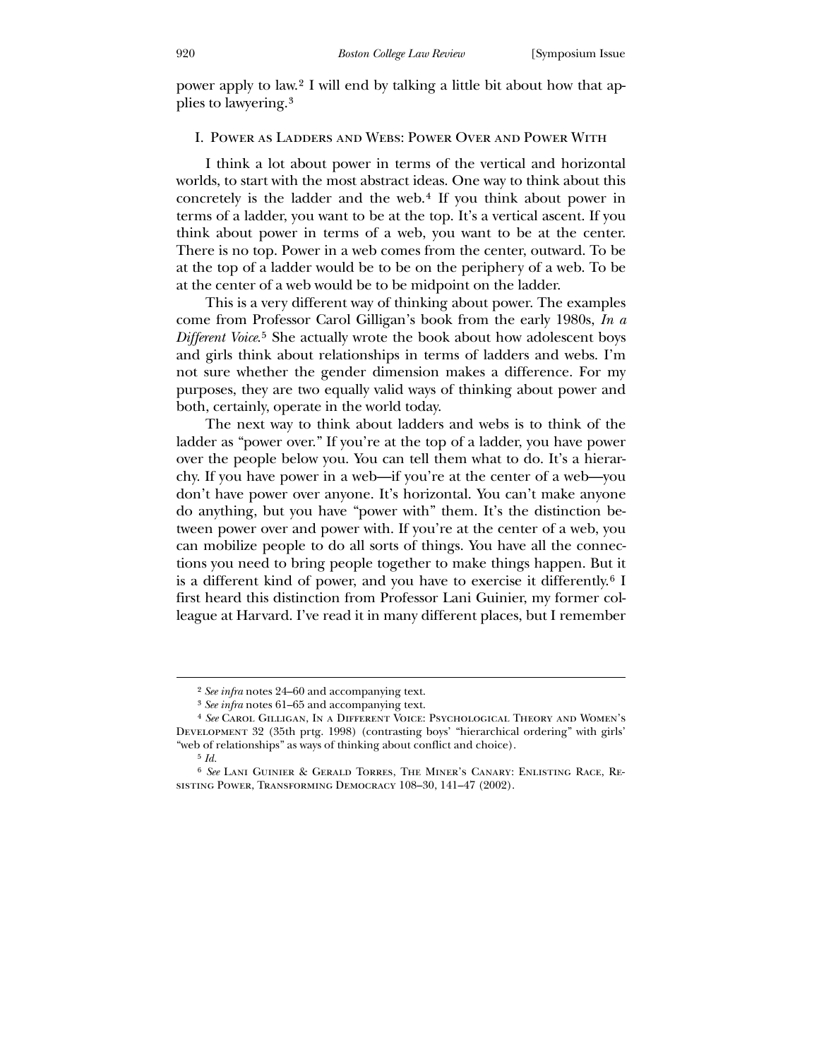power apply to law.[2] I will end by talking a little bit about how that applies to lawyering.[3]

## I. Power as Ladders and Webs: Power Over and Power With

I think a lot about power in terms of the vertical and horizontal worlds, to start with the most abstract ideas. One way to think about this concretely is the ladder and the web.[4] If you think about power in terms of a ladder, you want to be at the top. It's a vertical ascent. If you think about power in terms of a web, you want to be at the center. There is no top. Power in a web comes from the center, outward. To be at the top of a ladder would be to be on the periphery of a web. To be at the center of a web would be to be midpoint on the ladder.

This is a very different way of thinking about power. The examples come from Professor Carol Gilligan's book from the early 1980s, *In a Different Voice*.[5] She actually wrote the book about how adolescent boys and girls think about relationships in terms of ladders and webs. I'm not sure whether the gender dimension makes a difference. For my purposes, they are two equally valid ways of thinking about power and both, certainly, operate in the world today.

The next way to think about ladders and webs is to think of the ladder as "power over." If you're at the top of a ladder, you have power over the people below you. You can tell them what to do. It's a hierarchy. If you have power in a web—if you're at the center of a web—you don't have power over anyone. It's horizontal. You can't make anyone do anything, but you have "power with" them. It's the distinction between power over and power with. If you're at the center of a web, you can mobilize people to do all sorts of things. You have all the connections you need to bring people together to make things happen. But it is a different kind of power, and you have to exercise it differently.[6] I first heard this distinction from Professor Lani Guinier, my former colleague at Harvard. I've read it in many different places, but I remember

---

[2] *See infra* notes 24–60 and accompanying text.

[3] *See infra* notes 61–65 and accompanying text.

[4] *See* Carol Gilligan, In a Different Voice: Psychological Theory and Women's Development 32 (35th prtg. 1998) (contrasting boys' "hierarchical ordering" with girls' "web of relationships" as ways of thinking about conflict and choice).

[5] *Id.*

[6] *See* Lani Guinier & Gerald Torres, The Miner's Canary: Enlisting Race, Resisting Power, Transforming Democracy 108–30, 141–47 (2002).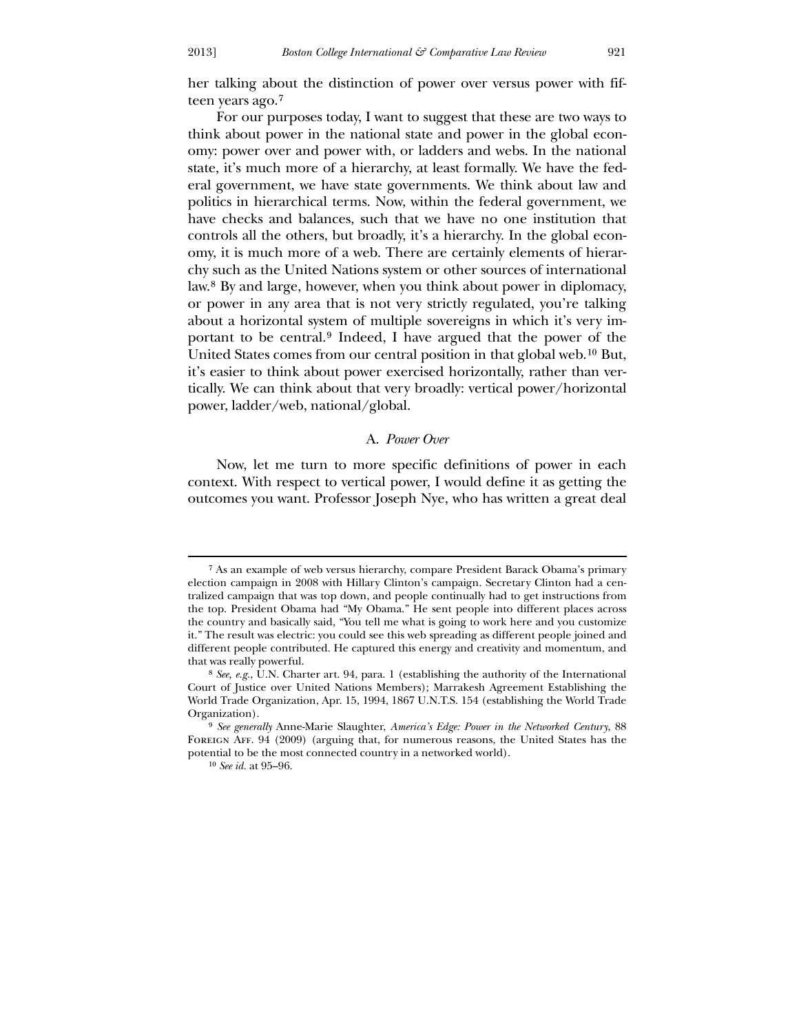her talking about the distinction of power over versus power with fifteen years ago.[7]

For our purposes today, I want to suggest that these are two ways to think about power in the national state and power in the global economy: power over and power with, or ladders and webs. In the national state, it's much more of a hierarchy, at least formally. We have the federal government, we have state governments. We think about law and politics in hierarchical terms. Now, within the federal government, we have checks and balances, such that we have no one institution that controls all the others, but broadly, it's a hierarchy. In the global economy, it is much more of a web. There are certainly elements of hierarchy such as the United Nations system or other sources of international law.[8] By and large, however, when you think about power in diplomacy, or power in any area that is not very strictly regulated, you're talking about a horizontal system of multiple sovereigns in which it's very important to be central.[9] Indeed, I have argued that the power of the United States comes from our central position in that global web.[10] But, it's easier to think about power exercised horizontally, rather than vertically. We can think about that very broadly: vertical power/horizontal power, ladder/web, national/global.

### A. *Power Over*

Now, let me turn to more specific definitions of power in each context. With respect to vertical power, I would define it as getting the outcomes you want. Professor Joseph Nye, who has written a great deal

---

[7] As an example of web versus hierarchy, compare President Barack Obama's primary election campaign in 2008 with Hillary Clinton's campaign. Secretary Clinton had a centralized campaign that was top down, and people continually had to get instructions from the top. President Obama had "My Obama." He sent people into different places across the country and basically said, "You tell me what is going to work here and you customize it." The result was electric: you could see this web spreading as different people joined and different people contributed. He captured this energy and creativity and momentum, and that was really powerful.

[8] *See, e.g.*, U.N. Charter art. 94, para. 1 (establishing the authority of the International Court of Justice over United Nations Members); Marrakesh Agreement Establishing the World Trade Organization, Apr. 15, 1994, 1867 U.N.T.S. 154 (establishing the World Trade Organization).

[9] *See generally* Anne-Marie Slaughter, *America's Edge: Power in the Networked Century*, 88 Foreign Aff. 94 (2009) (arguing that, for numerous reasons, the United States has the potential to be the most connected country in a networked world).

[10] *See id.* at 95–96.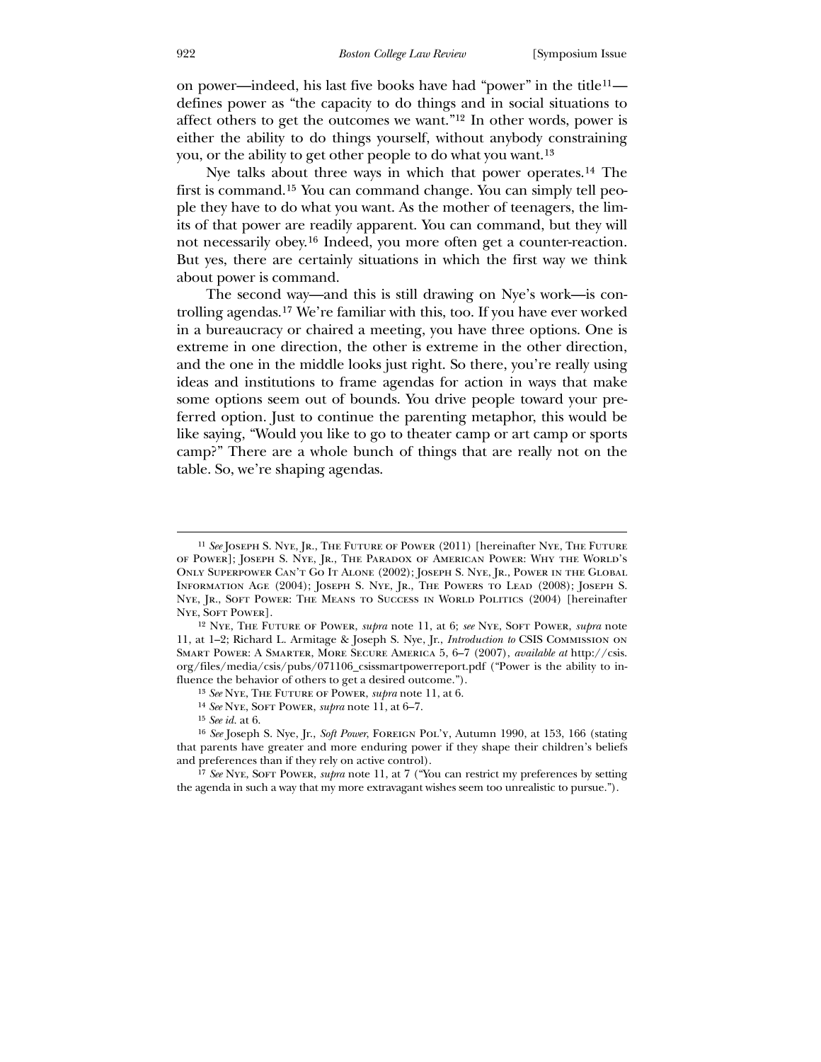on power—indeed, his last five books have had "power" in the title[11]—defines power as "the capacity to do things and in social situations to affect others to get the outcomes we want."[12] In other words, power is either the ability to do things yourself, without anybody constraining you, or the ability to get other people to do what you want.[13]

Nye talks about three ways in which that power operates.[14] The first is command.[15] You can command change. You can simply tell people they have to do what you want. As the mother of teenagers, the limits of that power are readily apparent. You can command, but they will not necessarily obey.[16] Indeed, you more often get a counter-reaction. But yes, there are certainly situations in which the first way we think about power is command.

The second way—and this is still drawing on Nye's work—is controlling agendas.[17] We're familiar with this, too. If you have ever worked in a bureaucracy or chaired a meeting, you have three options. One is extreme in one direction, the other is extreme in the other direction, and the one in the middle looks just right. So there, you're really using ideas and institutions to frame agendas for action in ways that make some options seem out of bounds. You drive people toward your preferred option. Just to continue the parenting metaphor, this would be like saying, "Would you like to go to theater camp or art camp or sports camp?" There are a whole bunch of things that are really not on the table. So, we're shaping agendas.

---

[11] *See* Joseph S. Nye, Jr., The Future of Power (2011) [hereinafter Nye, The Future of Power]; Joseph S. Nye, Jr., The Paradox of American Power: Why the World's Only Superpower Can't Go It Alone (2002); Joseph S. Nye, Jr., Power in the Global Information Age (2004); Joseph S. Nye, Jr., The Powers to Lead (2008); Joseph S. Nye, Jr., Soft Power: The Means to Success in World Politics (2004) [hereinafter Nye, Soft Power].

[12] Nye, The Future of Power, *supra* note 11, at 6; *see* Nye, Soft Power, *supra* note 11, at 1–2; Richard L. Armitage & Joseph S. Nye, Jr., *Introduction to* CSIS Commission on Smart Power: A Smarter, More Secure America 5, 6–7 (2007), *available at* http://csis.org/files/media/csis/pubs/071106_csissmartpowerreport.pdf ("Power is the ability to influence the behavior of others to get a desired outcome.").

[13] *See* Nye, The Future of Power, *supra* note 11, at 6.

[14] *See* Nye, Soft Power, *supra* note 11, at 6–7.

[15] *See id.* at 6.

[16] *See* Joseph S. Nye, Jr., *Soft Power*, Foreign Pol'y, Autumn 1990, at 153, 166 (stating that parents have greater and more enduring power if they shape their children's beliefs and preferences than if they rely on active control).

[17] *See* Nye, Soft Power, *supra* note 11, at 7 ("You can restrict my preferences by setting the agenda in such a way that my more extravagant wishes seem too unrealistic to pursue.").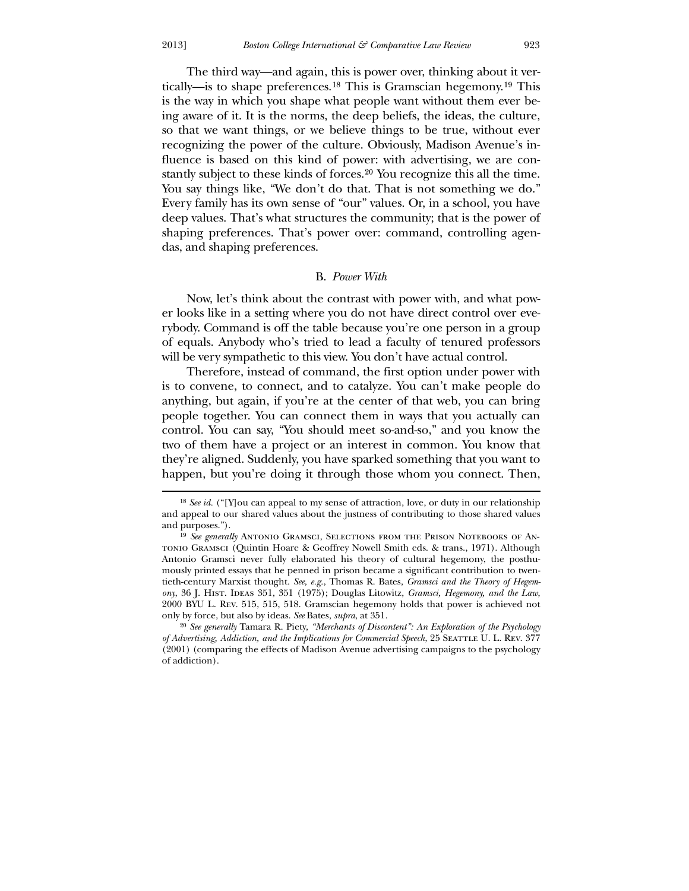The third way—and again, this is power over, thinking about it vertically—is to shape preferences.[18] This is Gramscian hegemony.[19] This is the way in which you shape what people want without them ever being aware of it. It is the norms, the deep beliefs, the ideas, the culture, so that we want things, or we believe things to be true, without ever recognizing the power of the culture. Obviously, Madison Avenue's influence is based on this kind of power: with advertising, we are constantly subject to these kinds of forces.[20] You recognize this all the time. You say things like, "We don't do that. That is not something we do." Every family has its own sense of "our" values. Or, in a school, you have deep values. That's what structures the community; that is the power of shaping preferences. That's power over: command, controlling agendas, and shaping preferences.

### B. *Power With*

Now, let's think about the contrast with power with, and what power looks like in a setting where you do not have direct control over everybody. Command is off the table because you're one person in a group of equals. Anybody who's tried to lead a faculty of tenured professors will be very sympathetic to this view. You don't have actual control.

Therefore, instead of command, the first option under power with is to convene, to connect, and to catalyze. You can't make people do anything, but again, if you're at the center of that web, you can bring people together. You can connect them in ways that you actually can control. You can say, "You should meet so-and-so," and you know the two of them have a project or an interest in common. You know that they're aligned. Suddenly, you have sparked something that you want to happen, but you're doing it through those whom you connect. Then,

---

[18] *See id.* ("[Y]ou can appeal to my sense of attraction, love, or duty in our relationship and appeal to our shared values about the justness of contributing to those shared values and purposes.").

[19] *See generally* Antonio Gramsci, Selections from the Prison Notebooks of Antonio Gramsci (Quintin Hoare & Geoffrey Nowell Smith eds. & trans., 1971). Although Antonio Gramsci never fully elaborated his theory of cultural hegemony, the posthumously printed essays that he penned in prison became a significant contribution to twentieth-century Marxist thought. *See, e.g.*, Thomas R. Bates, *Gramsci and the Theory of Hegemony*, 36 J. Hist. Ideas 351, 351 (1975); Douglas Litowitz, *Gramsci, Hegemony, and the Law*, 2000 BYU L. Rev. 515, 515, 518. Gramscian hegemony holds that power is achieved not only by force, but also by ideas. *See* Bates, *supra*, at 351.

[20] *See generally* Tamara R. Piety, *"Merchants of Discontent": An Exploration of the Psychology of Advertising, Addiction, and the Implications for Commercial Speech*, 25 Seattle U. L. Rev. 377 (2001) (comparing the effects of Madison Avenue advertising campaigns to the psychology of addiction).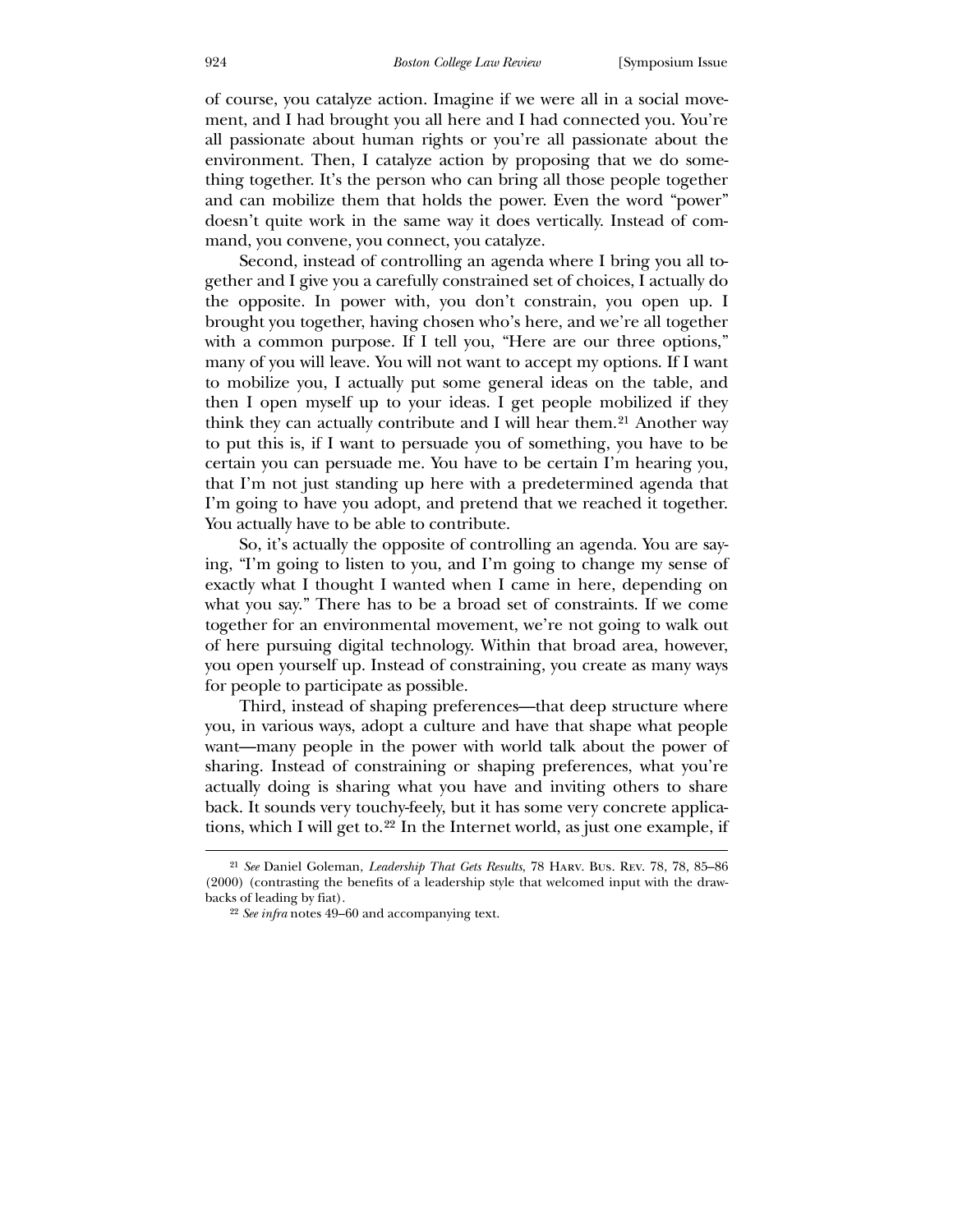of course, you catalyze action. Imagine if we were all in a social movement, and I had brought you all here and I had connected you. You're all passionate about human rights or you're all passionate about the environment. Then, I catalyze action by proposing that we do something together. It's the person who can bring all those people together and can mobilize them that holds the power. Even the word "power" doesn't quite work in the same way it does vertically. Instead of command, you convene, you connect, you catalyze.

Second, instead of controlling an agenda where I bring you all together and I give you a carefully constrained set of choices, I actually do the opposite. In power with, you don't constrain, you open up. I brought you together, having chosen who's here, and we're all together with a common purpose. If I tell you, "Here are our three options," many of you will leave. You will not want to accept my options. If I want to mobilize you, I actually put some general ideas on the table, and then I open myself up to your ideas. I get people mobilized if they think they can actually contribute and I will hear them.[21] Another way to put this is, if I want to persuade you of something, you have to be certain you can persuade me. You have to be certain I'm hearing you, that I'm not just standing up here with a predetermined agenda that I'm going to have you adopt, and pretend that we reached it together. You actually have to be able to contribute.

So, it's actually the opposite of controlling an agenda. You are saying, "I'm going to listen to you, and I'm going to change my sense of exactly what I thought I wanted when I came in here, depending on what you say." There has to be a broad set of constraints. If we come together for an environmental movement, we're not going to walk out of here pursuing digital technology. Within that broad area, however, you open yourself up. Instead of constraining, you create as many ways for people to participate as possible.

Third, instead of shaping preferences—that deep structure where you, in various ways, adopt a culture and have that shape what people want—many people in the power with world talk about the power of sharing. Instead of constraining or shaping preferences, what you're actually doing is sharing what you have and inviting others to share back. It sounds very touchy-feely, but it has some very concrete applications, which I will get to.[22] In the Internet world, as just one example, if

---

[21] *See* Daniel Goleman, *Leadership That Gets Results*, 78 Harv. Bus. Rev. 78, 78, 85–86 (2000) (contrasting the benefits of a leadership style that welcomed input with the drawbacks of leading by fiat).

[22] *See infra* notes 49–60 and accompanying text.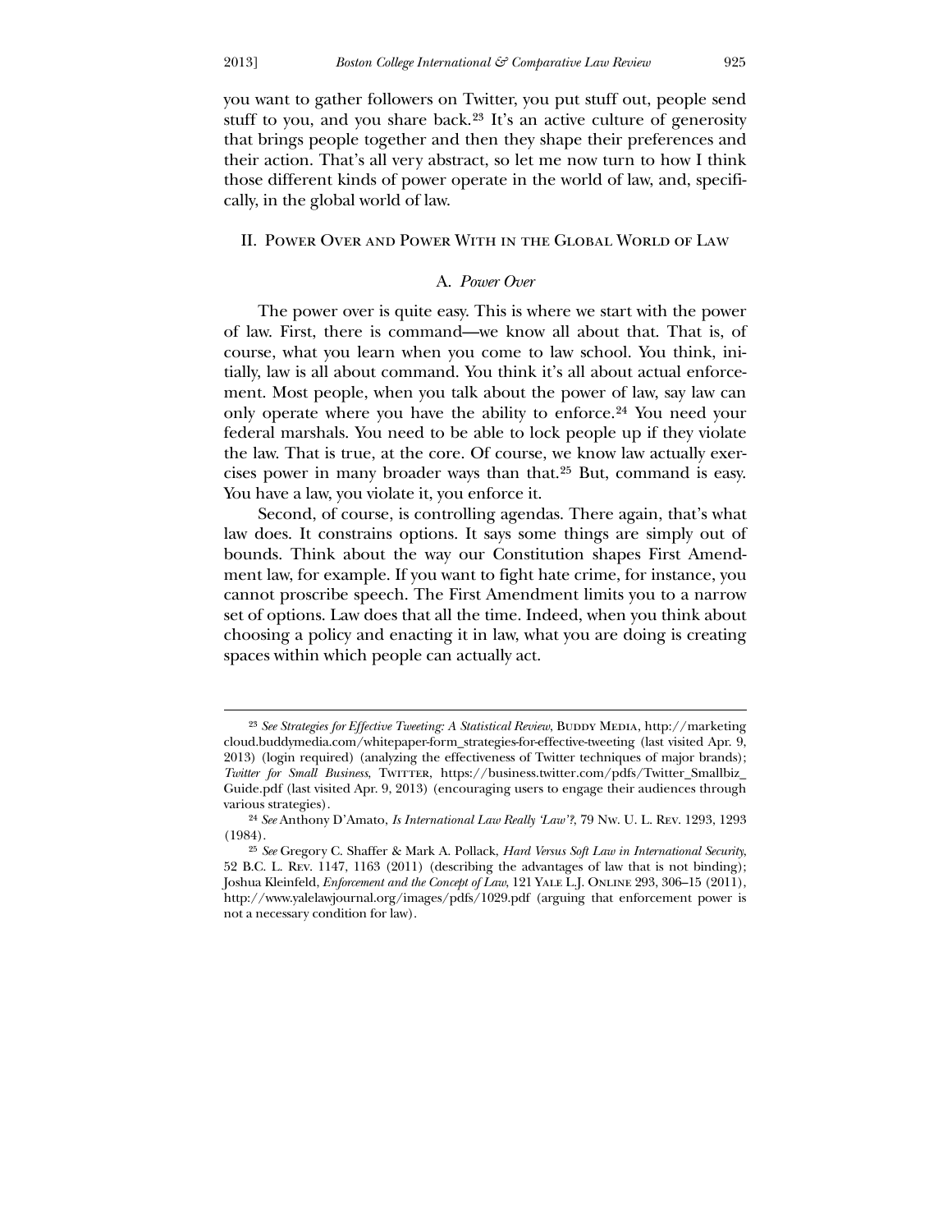you want to gather followers on Twitter, you put stuff out, people send stuff to you, and you share back.[23] It's an active culture of generosity that brings people together and then they shape their preferences and their action. That's all very abstract, so let me now turn to how I think those different kinds of power operate in the world of law, and, specifically, in the global world of law.

## II. Power Over and Power With in the Global World of Law

### A. *Power Over*

The power over is quite easy. This is where we start with the power of law. First, there is command—we know all about that. That is, of course, what you learn when you come to law school. You think, initially, law is all about command. You think it's all about actual enforcement. Most people, when you talk about the power of law, say law can only operate where you have the ability to enforce.[24] You need your federal marshals. You need to be able to lock people up if they violate the law. That is true, at the core. Of course, we know law actually exercises power in many broader ways than that.[25] But, command is easy. You have a law, you violate it, you enforce it.

Second, of course, is controlling agendas. There again, that's what law does. It constrains options. It says some things are simply out of bounds. Think about the way our Constitution shapes First Amendment law, for example. If you want to fight hate crime, for instance, you cannot proscribe speech. The First Amendment limits you to a narrow set of options. Law does that all the time. Indeed, when you think about choosing a policy and enacting it in law, what you are doing is creating spaces within which people can actually act.

---

[23] *See Strategies for Effective Tweeting: A Statistical Review*, Buddy Media, http://marketingcloud.buddymedia.com/whitepaper-form_strategies-for-effective-tweeting (last visited Apr. 9, 2013) (login required) (analyzing the effectiveness of Twitter techniques of major brands); *Twitter for Small Business*, Twitter, https://business.twitter.com/pdfs/Twitter_Smallbiz_Guide.pdf (last visited Apr. 9, 2013) (encouraging users to engage their audiences through various strategies).

[24] *See* Anthony D'Amato, *Is International Law Really 'Law'?*, 79 Nw. U. L. Rev. 1293, 1293 (1984).

[25] *See* Gregory C. Shaffer & Mark A. Pollack, *Hard Versus Soft Law in International Security*, 52 B.C. L. Rev. 1147, 1163 (2011) (describing the advantages of law that is not binding); Joshua Kleinfeld, *Enforcement and the Concept of Law*, 121 Yale L.J. Online 293, 306–15 (2011), http://www.yalelawjournal.org/images/pdfs/1029.pdf (arguing that enforcement power is not a necessary condition for law).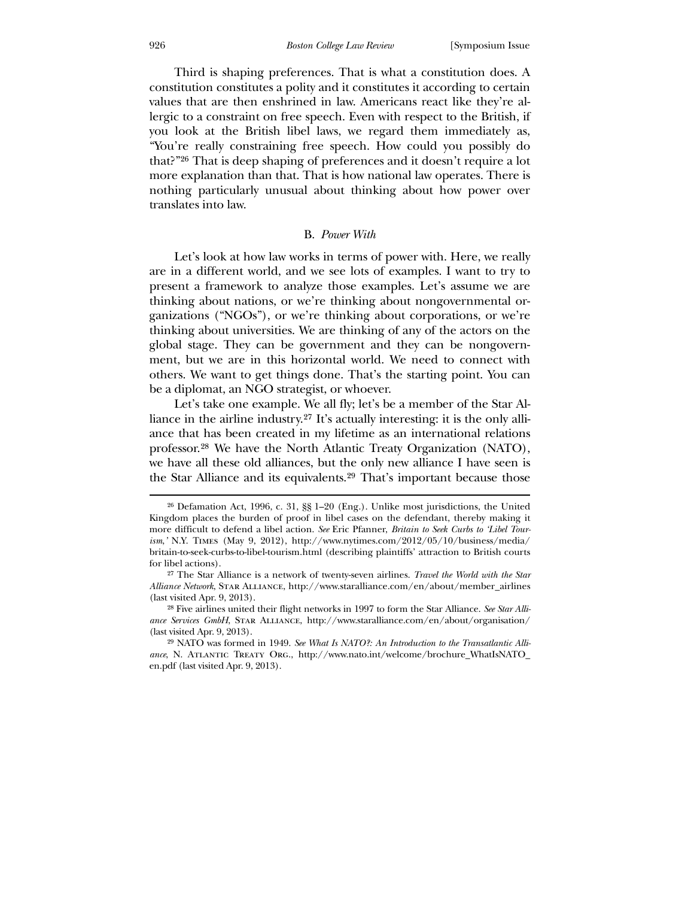Third is shaping preferences. That is what a constitution does. A constitution constitutes a polity and it constitutes it according to certain values that are then enshrined in law. Americans react like they're allergic to a constraint on free speech. Even with respect to the British, if you look at the British libel laws, we regard them immediately as, "You're really constraining free speech. How could you possibly do that?"[26] That is deep shaping of preferences and it doesn't require a lot more explanation than that. That is how national law operates. There is nothing particularly unusual about thinking about how power over translates into law.

### B. *Power With*

Let's look at how law works in terms of power with. Here, we really are in a different world, and we see lots of examples. I want to try to present a framework to analyze those examples. Let's assume we are thinking about nations, or we're thinking about nongovernmental organizations ("NGOs"), or we're thinking about corporations, or we're thinking about universities. We are thinking of any of the actors on the global stage. They can be government and they can be nongovernment, but we are in this horizontal world. We need to connect with others. We want to get things done. That's the starting point. You can be a diplomat, an NGO strategist, or whoever.

Let's take one example. We all fly; let's be a member of the Star Alliance in the airline industry.[27] It's actually interesting: it is the only alliance that has been created in my lifetime as an international relations professor.[28] We have the North Atlantic Treaty Organization (NATO), we have all these old alliances, but the only new alliance I have seen is the Star Alliance and its equivalents.[29] That's important because those

---

[26] Defamation Act, 1996, c. 31, §§ 1–20 (Eng.). Unlike most jurisdictions, the United Kingdom places the burden of proof in libel cases on the defendant, thereby making it more difficult to defend a libel action. *See* Eric Pfanner, *Britain to Seek Curbs to 'Libel Tourism,'* N.Y. TIMES (May 9, 2012), http://www.nytimes.com/2012/05/10/business/media/britain-to-seek-curbs-to-libel-tourism.html (describing plaintiffs' attraction to British courts for libel actions).

[27] The Star Alliance is a network of twenty-seven airlines. *Travel the World with the Star Alliance Network*, STAR ALLIANCE, http://www.staralliance.com/en/about/member_airlines (last visited Apr. 9, 2013).

[28] Five airlines united their flight networks in 1997 to form the Star Alliance. *See Star Alliance Services GmbH*, STAR ALLIANCE, http://www.staralliance.com/en/about/organisation/ (last visited Apr. 9, 2013).

[29] NATO was formed in 1949. *See What Is NATO?: An Introduction to the Transatlantic Alliance*, N. ATLANTIC TREATY ORG., http://www.nato.int/welcome/brochure_WhatIsNATO_en.pdf (last visited Apr. 9, 2013).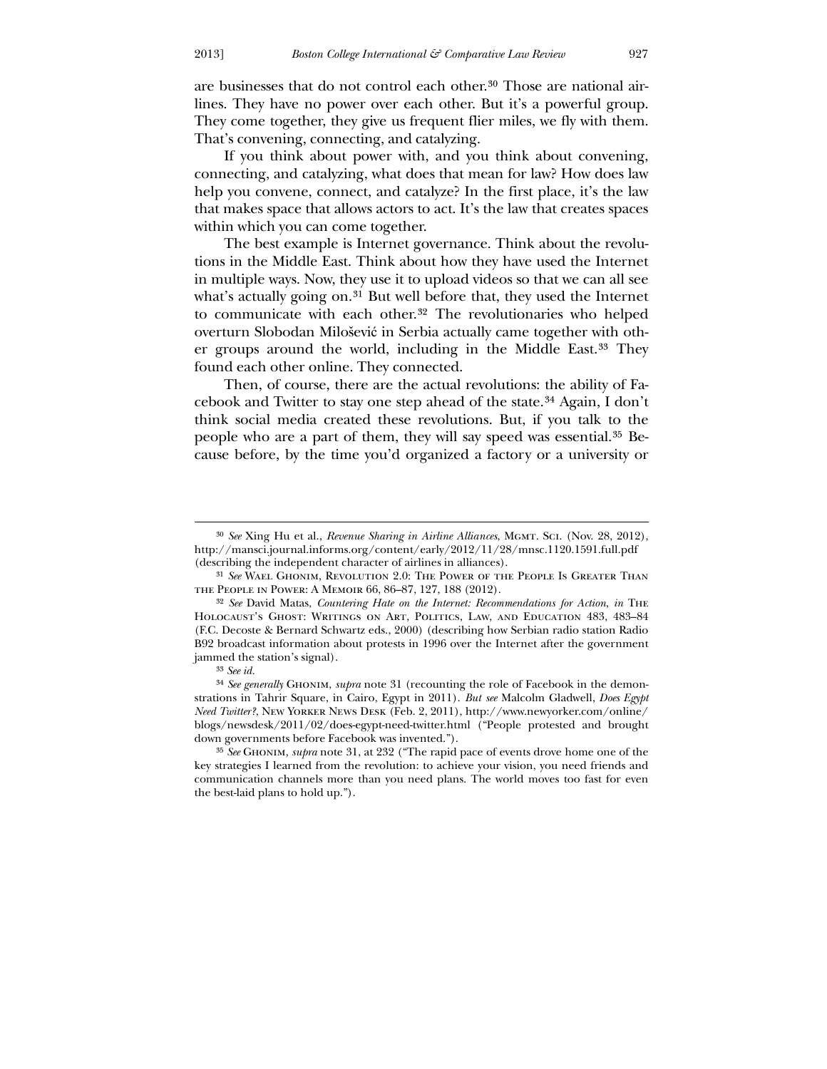are businesses that do not control each other.[30] Those are national airlines. They have no power over each other. But it's a powerful group. They come together, they give us frequent flier miles, we fly with them. That's convening, connecting, and catalyzing.

If you think about power with, and you think about convening, connecting, and catalyzing, what does that mean for law? How does law help you convene, connect, and catalyze? In the first place, it's the law that makes space that allows actors to act. It's the law that creates spaces within which you can come together.

The best example is Internet governance. Think about the revolutions in the Middle East. Think about how they have used the Internet in multiple ways. Now, they use it to upload videos so that we can all see what's actually going on.[31] But well before that, they used the Internet to communicate with each other.[32] The revolutionaries who helped overturn Slobodan Milošević in Serbia actually came together with other groups around the world, including in the Middle East.[33] They found each other online. They connected.

Then, of course, there are the actual revolutions: the ability of Facebook and Twitter to stay one step ahead of the state.[34] Again, I don't think social media created these revolutions. But, if you talk to the people who are a part of them, they will say speed was essential.[35] Because before, by the time you'd organized a factory or a university or

---

[30] *See* Xing Hu et al., *Revenue Sharing in Airline Alliances*, Mgmt. Sci. (Nov. 28, 2012), http://mansci.journal.informs.org/content/early/2012/11/28/mnsc.1120.1591.full.pdf (describing the independent character of airlines in alliances).

[31] *See* Wael Ghonim, Revolution 2.0: The Power of the People Is Greater Than the People in Power: A Memoir 66, 86–87, 127, 188 (2012).

[32] *See* David Matas, *Countering Hate on the Internet: Recommendations for Action*, *in* The Holocaust's Ghost: Writings on Art, Politics, Law, and Education 483, 483–84 (F.C. Decoste & Bernard Schwartz eds., 2000) (describing how Serbian radio station Radio B92 broadcast information about protests in 1996 over the Internet after the government jammed the station's signal).

[33] *See id.*

[34] *See generally* Ghonim, *supra* note 31 (recounting the role of Facebook in the demonstrations in Tahrir Square, in Cairo, Egypt in 2011). *But see* Malcolm Gladwell, *Does Egypt Need Twitter?*, New Yorker News Desk (Feb. 2, 2011), http://www.newyorker.com/online/blogs/newsdesk/2011/02/does-egypt-need-twitter.html ("People protested and brought down governments before Facebook was invented.").

[35] *See* Ghonim, *supra* note 31, at 232 ("The rapid pace of events drove home one of the key strategies I learned from the revolution: to achieve your vision, you need friends and communication channels more than you need plans. The world moves too fast for even the best-laid plans to hold up.").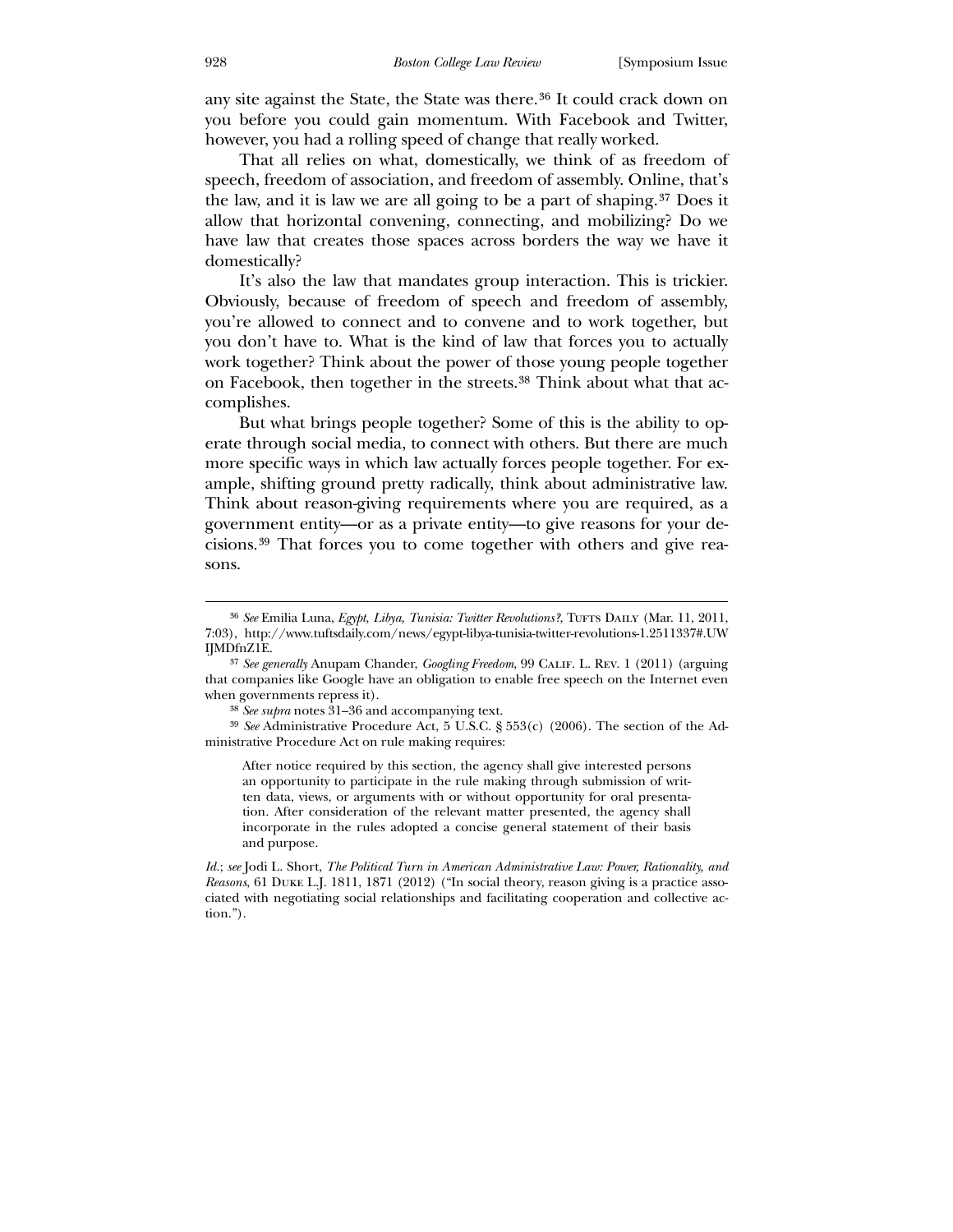any site against the State, the State was there.[36] It could crack down on you before you could gain momentum. With Facebook and Twitter, however, you had a rolling speed of change that really worked.

That all relies on what, domestically, we think of as freedom of speech, freedom of association, and freedom of assembly. Online, that's the law, and it is law we are all going to be a part of shaping.[37] Does it allow that horizontal convening, connecting, and mobilizing? Do we have law that creates those spaces across borders the way we have it domestically?

It's also the law that mandates group interaction. This is trickier. Obviously, because of freedom of speech and freedom of assembly, you're allowed to connect and to convene and to work together, but you don't have to. What is the kind of law that forces you to actually work together? Think about the power of those young people together on Facebook, then together in the streets.[38] Think about what that accomplishes.

But what brings people together? Some of this is the ability to operate through social media, to connect with others. But there are much more specific ways in which law actually forces people together. For example, shifting ground pretty radically, think about administrative law. Think about reason-giving requirements where you are required, as a government entity—or as a private entity—to give reasons for your decisions.[39] That forces you to come together with others and give reasons.

---

[36] *See* Emilia Luna, *Egypt, Libya, Tunisia: Twitter Revolutions?*, Tufts Daily (Mar. 11, 2011, 7:03), http://www.tuftsdaily.com/news/egypt-libya-tunisia-twitter-revolutions-1.2511337#.UWIJMDfnZ1E.

[37] *See generally* Anupam Chander, *Googling Freedom*, 99 Calif. L. Rev. 1 (2011) (arguing that companies like Google have an obligation to enable free speech on the Internet even when governments repress it).

[38] *See supra* notes 31–36 and accompanying text.

[39] *See* Administrative Procedure Act, 5 U.S.C. § 553(c) (2006). The section of the Administrative Procedure Act on rule making requires:

> After notice required by this section, the agency shall give interested persons an opportunity to participate in the rule making through submission of written data, views, or arguments with or without opportunity for oral presentation. After consideration of the relevant matter presented, the agency shall incorporate in the rules adopted a concise general statement of their basis and purpose.

*Id.*; *see* Jodi L. Short, *The Political Turn in American Administrative Law: Power, Rationality, and Reasons*, 61 Duke L.J. 1811, 1871 (2012) ("In social theory, reason giving is a practice associated with negotiating social relationships and facilitating cooperation and collective action.").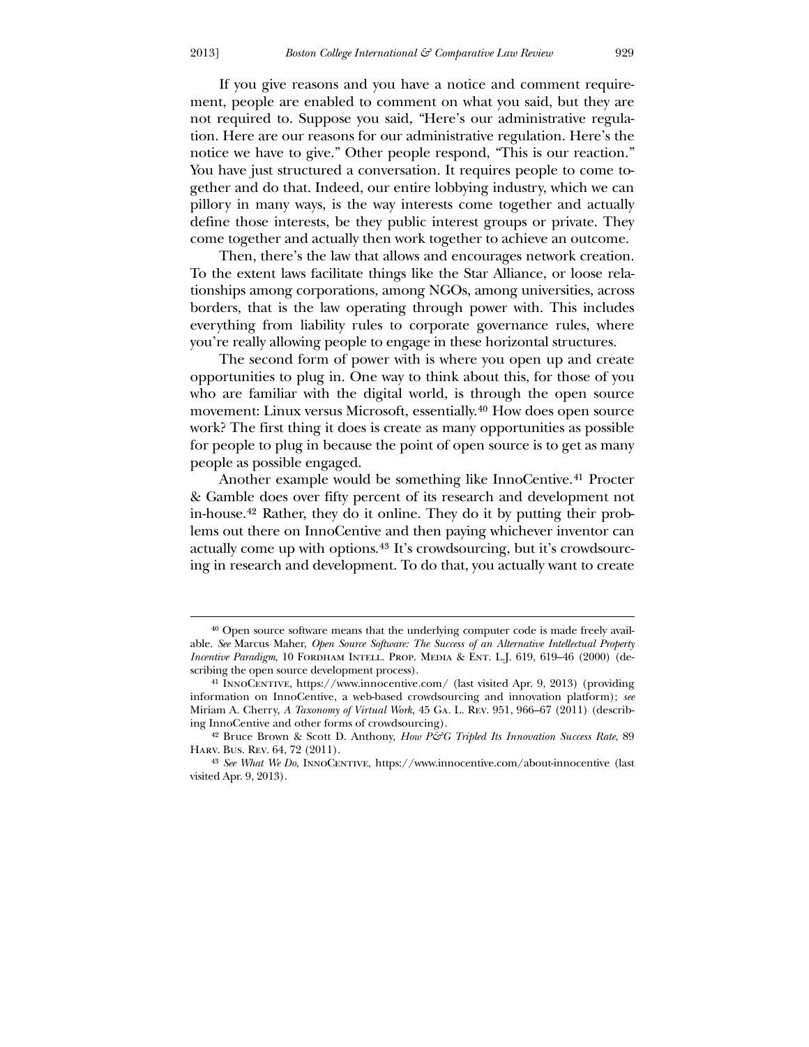If you give reasons and you have a notice and comment requirement, people are enabled to comment on what you said, but they are not required to. Suppose you said, "Here's our administrative regulation. Here are our reasons for our administrative regulation. Here's the notice we have to give." Other people respond, "This is our reaction." You have just structured a conversation. It requires people to come together and do that. Indeed, our entire lobbying industry, which we can pillory in many ways, is the way interests come together and actually define those interests, be they public interest groups or private. They come together and actually then work together to achieve an outcome.

Then, there's the law that allows and encourages network creation. To the extent laws facilitate things like the Star Alliance, or loose relationships among corporations, among NGOs, among universities, across borders, that is the law operating through power with. This includes everything from liability rules to corporate governance rules, where you're really allowing people to engage in these horizontal structures.

The second form of power with is where you open up and create opportunities to plug in. One way to think about this, for those of you who are familiar with the digital world, is through the open source movement: Linux versus Microsoft, essentially.[40] How does open source work? The first thing it does is create as many opportunities as possible for people to plug in because the point of open source is to get as many people as possible engaged.

Another example would be something like InnoCentive.[41] Procter & Gamble does over fifty percent of its research and development not in-house.[42] Rather, they do it online. They do it by putting their problems out there on InnoCentive and then paying whichever inventor can actually come up with options.[43] It's crowdsourcing, but it's crowdsourcing in research and development. To do that, you actually want to create

---

[40] Open source software means that the underlying computer code is made freely available. *See* Marcus Maher, *Open Source Software: The Success of an Alternative Intellectual Property Incentive Paradigm*, 10 Fordham Intell. Prop. Media & Ent. L.J. 619, 619–46 (2000) (describing the open source development process).

[41] InnoCentive, https://www.innocentive.com/ (last visited Apr. 9, 2013) (providing information on InnoCentive, a web-based crowdsourcing and innovation platform); *see* Miriam A. Cherry, *A Taxonomy of Virtual Work*, 45 Ga. L. Rev. 951, 966–67 (2011) (describing InnoCentive and other forms of crowdsourcing).

[42] Bruce Brown & Scott D. Anthony, *How P&G Tripled Its Innovation Success Rate*, 89 Harv. Bus. Rev. 64, 72 (2011).

[43] *See What We Do*, InnoCentive, https://www.innocentive.com/about-innocentive (last visited Apr. 9, 2013).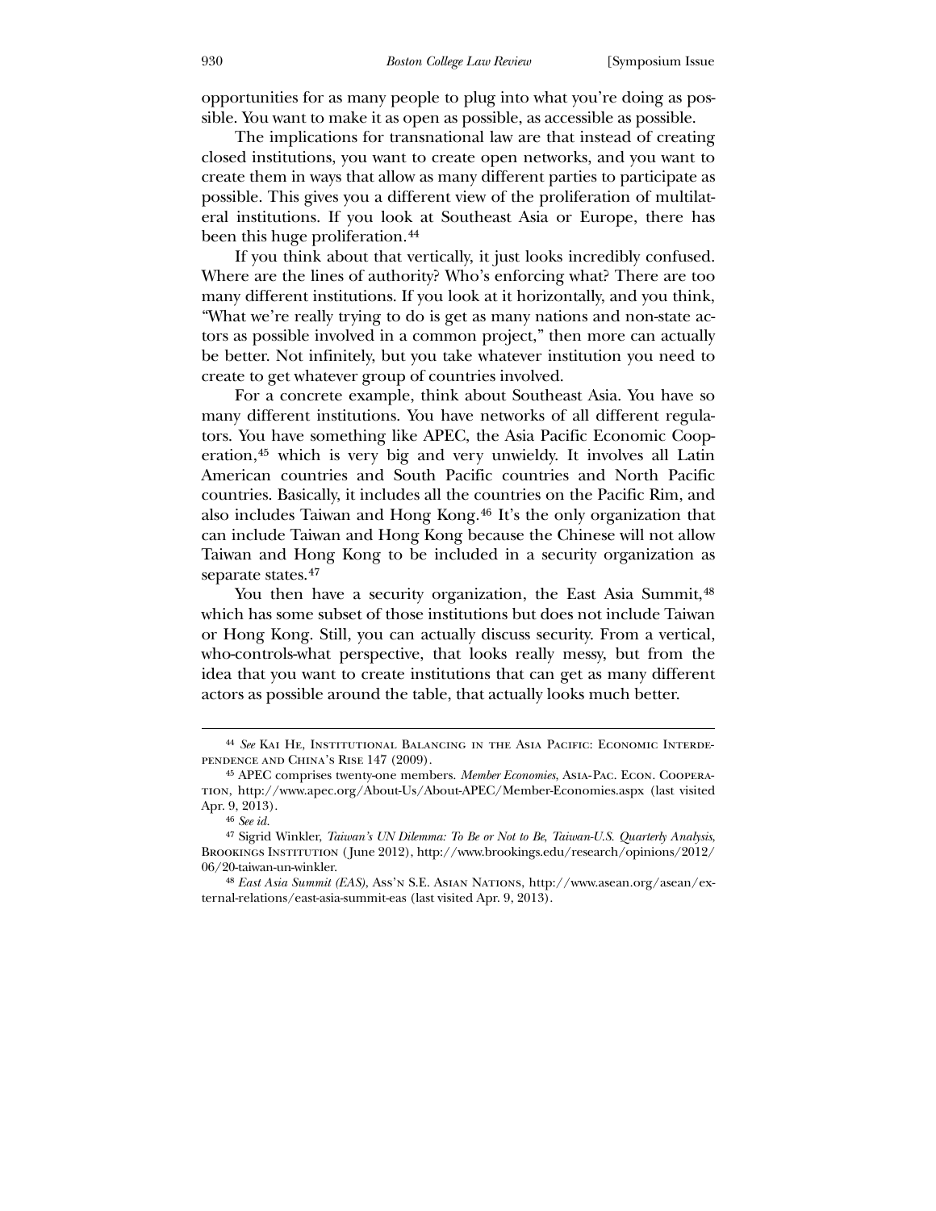opportunities for as many people to plug into what you're doing as possible. You want to make it as open as possible, as accessible as possible.

The implications for transnational law are that instead of creating closed institutions, you want to create open networks, and you want to create them in ways that allow as many different parties to participate as possible. This gives you a different view of the proliferation of multilateral institutions. If you look at Southeast Asia or Europe, there has been this huge proliferation.[44]

If you think about that vertically, it just looks incredibly confused. Where are the lines of authority? Who's enforcing what? There are too many different institutions. If you look at it horizontally, and you think, "What we're really trying to do is get as many nations and non-state actors as possible involved in a common project," then more can actually be better. Not infinitely, but you take whatever institution you need to create to get whatever group of countries involved.

For a concrete example, think about Southeast Asia. You have so many different institutions. You have networks of all different regulators. You have something like APEC, the Asia Pacific Economic Cooperation,[45] which is very big and very unwieldy. It involves all Latin American countries and South Pacific countries and North Pacific countries. Basically, it includes all the countries on the Pacific Rim, and also includes Taiwan and Hong Kong.[46] It's the only organization that can include Taiwan and Hong Kong because the Chinese will not allow Taiwan and Hong Kong to be included in a security organization as separate states.[47]

You then have a security organization, the East Asia Summit,[48] which has some subset of those institutions but does not include Taiwan or Hong Kong. Still, you can actually discuss security. From a vertical, who-controls-what perspective, that looks really messy, but from the idea that you want to create institutions that can get as many different actors as possible around the table, that actually looks much better.

---

[44] *See* Kai He, Institutional Balancing in the Asia Pacific: Economic Interdependence and China's Rise 147 (2009).

[45] APEC comprises twenty-one members. *Member Economies*, Asia-Pac. Econ. Cooperation, http://www.apec.org/About-Us/About-APEC/Member-Economies.aspx (last visited Apr. 9, 2013).

[46] *See id.*

[47] Sigrid Winkler, *Taiwan's UN Dilemma: To Be or Not to Be*, *Taiwan-U.S. Quarterly Analysis*, Brookings Institution (June 2012), http://www.brookings.edu/research/opinions/2012/06/20-taiwan-un-winkler.

[48] *East Asia Summit (EAS)*, Ass'n S.E. Asian Nations, http://www.asean.org/asean/external-relations/east-asia-summit-eas (last visited Apr. 9, 2013).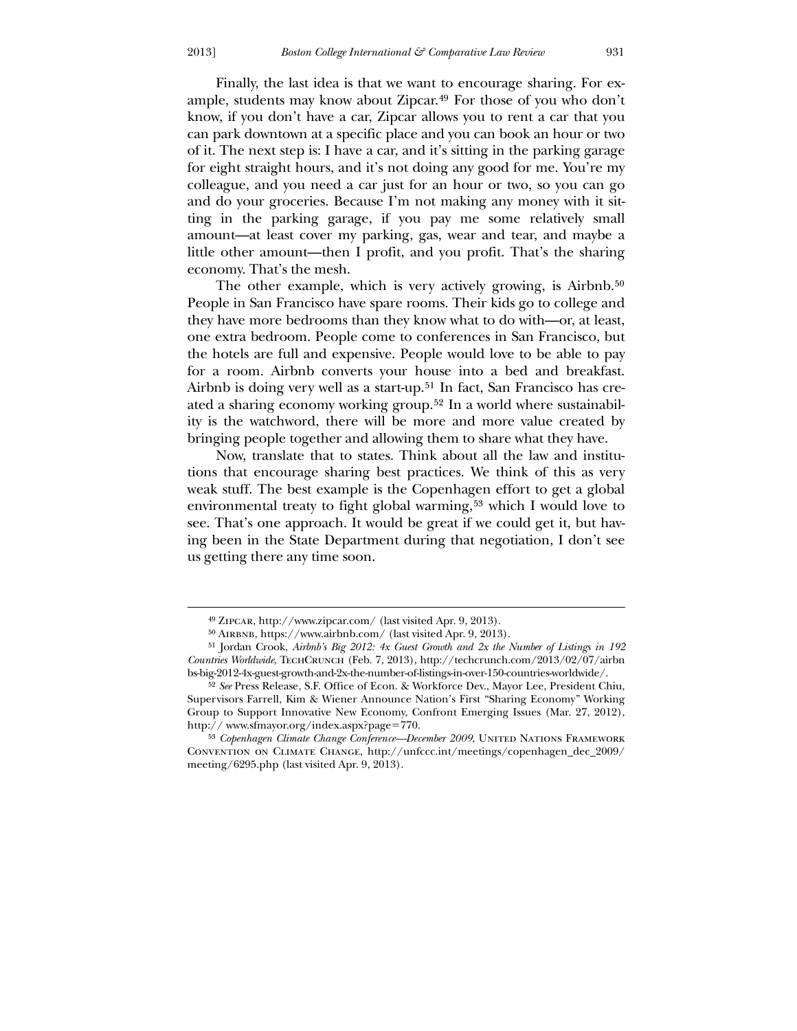Finally, the last idea is that we want to encourage sharing. For example, students may know about Zipcar.[49] For those of you who don't know, if you don't have a car, Zipcar allows you to rent a car that you can park downtown at a specific place and you can book an hour or two of it. The next step is: I have a car, and it's sitting in the parking garage for eight straight hours, and it's not doing any good for me. You're my colleague, and you need a car just for an hour or two, so you can go and do your groceries. Because I'm not making any money with it sitting in the parking garage, if you pay me some relatively small amount—at least cover my parking, gas, wear and tear, and maybe a little other amount—then I profit, and you profit. That's the sharing economy. That's the mesh.

The other example, which is very actively growing, is Airbnb.[50] People in San Francisco have spare rooms. Their kids go to college and they have more bedrooms than they know what to do with—or, at least, one extra bedroom. People come to conferences in San Francisco, but the hotels are full and expensive. People would love to be able to pay for a room. Airbnb converts your house into a bed and breakfast. Airbnb is doing very well as a start-up.[51] In fact, San Francisco has created a sharing economy working group.[52] In a world where sustainability is the watchword, there will be more and more value created by bringing people together and allowing them to share what they have.

Now, translate that to states. Think about all the law and institutions that encourage sharing best practices. We think of this as very weak stuff. The best example is the Copenhagen effort to get a global environmental treaty to fight global warming,[53] which I would love to see. That's one approach. It would be great if we could get it, but having been in the State Department during that negotiation, I don't see us getting there any time soon.

---

[49] Zipcar, http://www.zipcar.com/ (last visited Apr. 9, 2013).

[50] Airbnb, https://www.airbnb.com/ (last visited Apr. 9, 2013).

[51] Jordan Crook, *Airbnb's Big 2012: 4x Guest Growth and 2x the Number of Listings in 192 Countries Worldwide*, TechCrunch (Feb. 7, 2013), http://techcrunch.com/2013/02/07/airbnbs-big-2012-4x-guest-growth-and-2x-the-number-of-listings-in-over-150-countries-worldwide/.

[52] *See* Press Release, S.F. Office of Econ. & Workforce Dev., Mayor Lee, President Chiu, Supervisors Farrell, Kim & Wiener Announce Nation's First "Sharing Economy" Working Group to Support Innovative New Economy, Confront Emerging Issues (Mar. 27, 2012), http:// www.sfmayor.org/index.aspx?page=770.

[53] *Copenhagen Climate Change Conference—December 2009*, United Nations Framework Convention on Climate Change, http://unfccc.int/meetings/copenhagen_dec_2009/meeting/6295.php (last visited Apr. 9, 2013).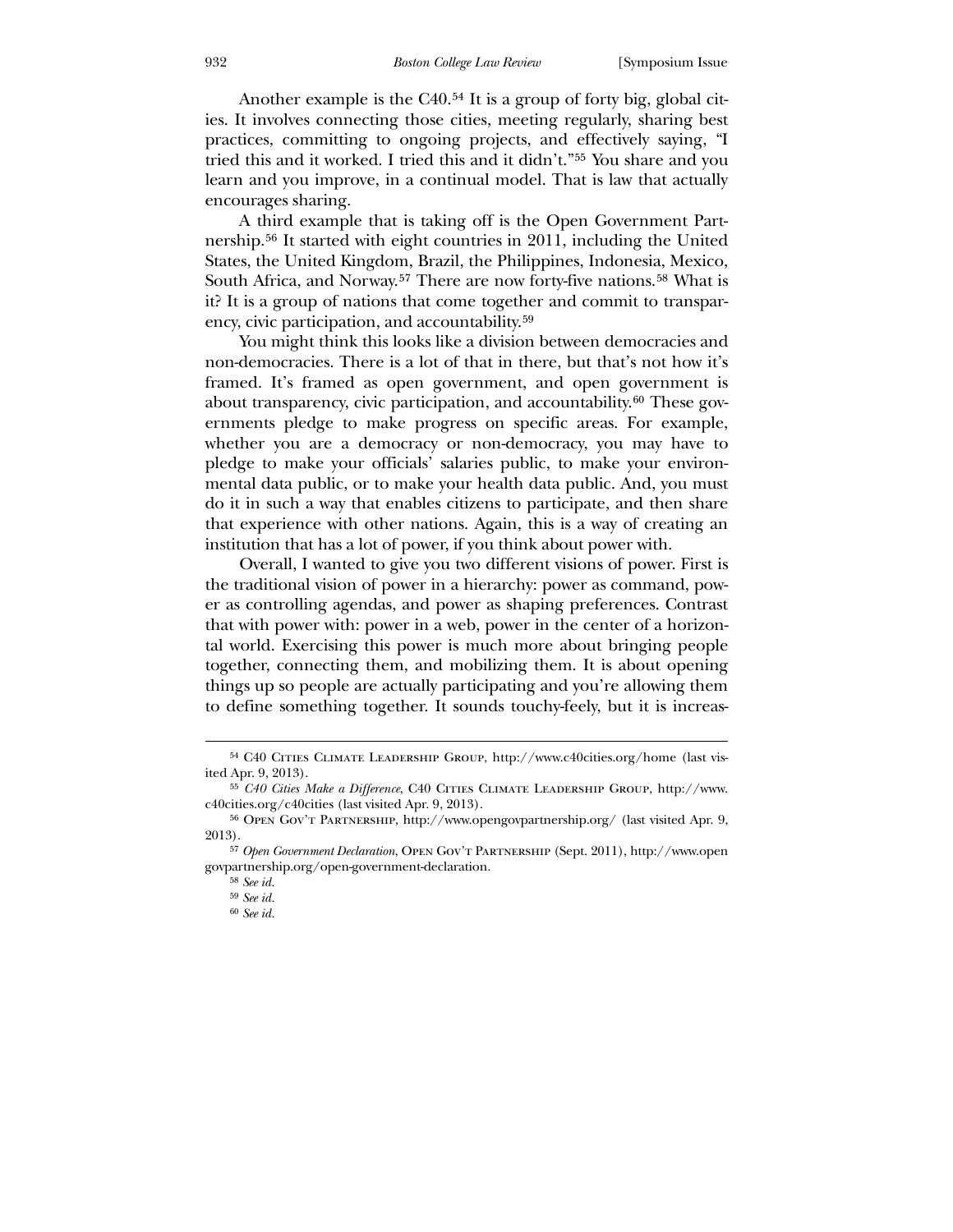Another example is the C40.[54] It is a group of forty big, global cities. It involves connecting those cities, meeting regularly, sharing best practices, committing to ongoing projects, and effectively saying, "I tried this and it worked. I tried this and it didn't."[55] You share and you learn and you improve, in a continual model. That is law that actually encourages sharing.

A third example that is taking off is the Open Government Partnership.[56] It started with eight countries in 2011, including the United States, the United Kingdom, Brazil, the Philippines, Indonesia, Mexico, South Africa, and Norway.[57] There are now forty-five nations.[58] What is it? It is a group of nations that come together and commit to transparency, civic participation, and accountability.[59]

You might think this looks like a division between democracies and non-democracies. There is a lot of that in there, but that's not how it's framed. It's framed as open government, and open government is about transparency, civic participation, and accountability.[60] These governments pledge to make progress on specific areas. For example, whether you are a democracy or non-democracy, you may have to pledge to make your officials' salaries public, to make your environmental data public, or to make your health data public. And, you must do it in such a way that enables citizens to participate, and then share that experience with other nations. Again, this is a way of creating an institution that has a lot of power, if you think about power with.

Overall, I wanted to give you two different visions of power. First is the traditional vision of power in a hierarchy: power as command, power as controlling agendas, and power as shaping preferences. Contrast that with power with: power in a web, power in the center of a horizontal world. Exercising this power is much more about bringing people together, connecting them, and mobilizing them. It is about opening things up so people are actually participating and you're allowing them to define something together. It sounds touchy-feely, but it is increas-

---

[54] C40 Cities Climate Leadership Group, http://www.c40cities.org/home (last visited Apr. 9, 2013).

[55] *C40 Cities Make a Difference*, C40 Cities Climate Leadership Group, http://www.c40cities.org/c40cities (last visited Apr. 9, 2013).

[56] Open Gov't Partnership, http://www.opengovpartnership.org/ (last visited Apr. 9, 2013).

[57] *Open Government Declaration*, Open Gov't Partnership (Sept. 2011), http://www.opengovpartnership.org/open-government-declaration.

[58] *See id.*

[59] *See id.*

[60] *See id.*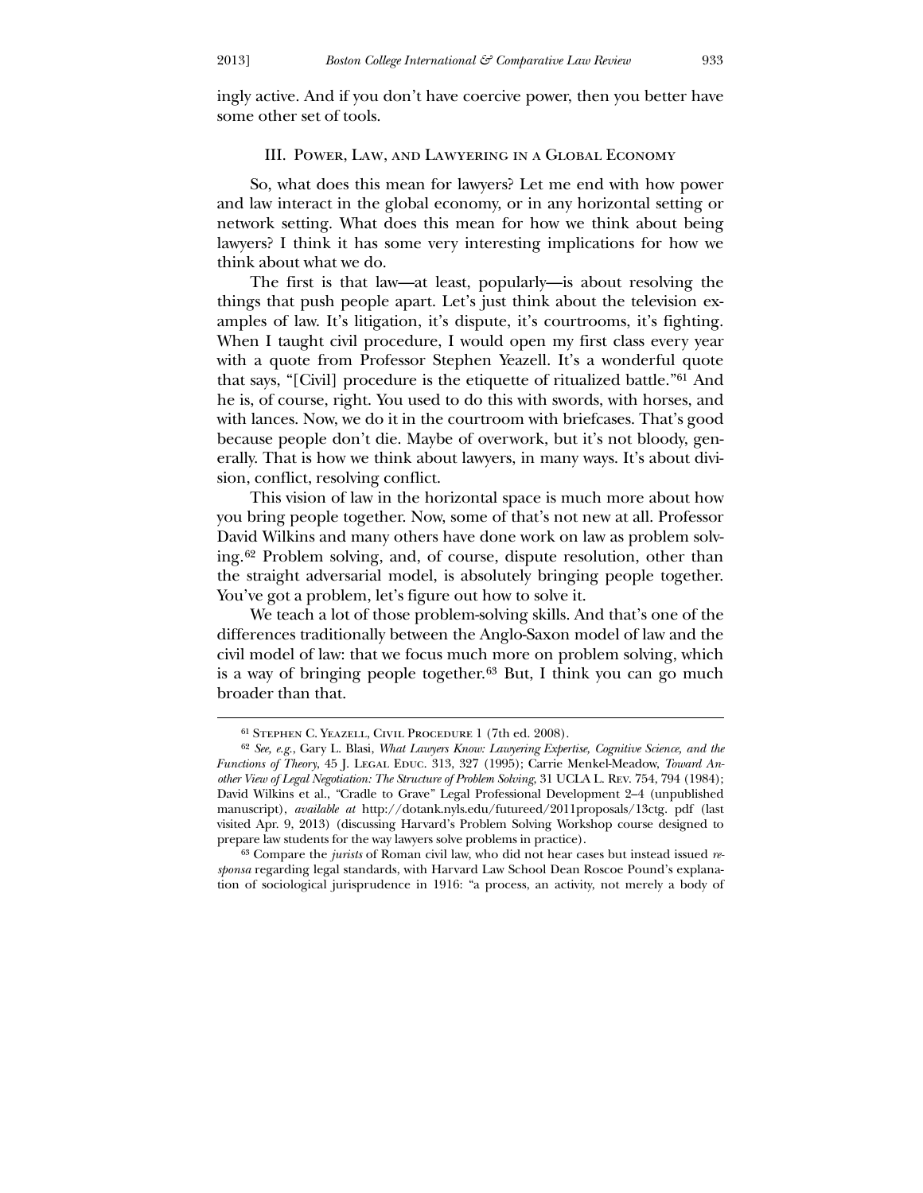ingly active. And if you don't have coercive power, then you better have some other set of tools.

### III. Power, Law, and Lawyering in a Global Economy

So, what does this mean for lawyers? Let me end with how power and law interact in the global economy, or in any horizontal setting or network setting. What does this mean for how we think about being lawyers? I think it has some very interesting implications for how we think about what we do.

The first is that law—at least, popularly—is about resolving the things that push people apart. Let's just think about the television examples of law. It's litigation, it's dispute, it's courtrooms, it's fighting. When I taught civil procedure, I would open my first class every year with a quote from Professor Stephen Yeazell. It's a wonderful quote that says, "[Civil] procedure is the etiquette of ritualized battle."[61] And he is, of course, right. You used to do this with swords, with horses, and with lances. Now, we do it in the courtroom with briefcases. That's good because people don't die. Maybe of overwork, but it's not bloody, generally. That is how we think about lawyers, in many ways. It's about division, conflict, resolving conflict.

This vision of law in the horizontal space is much more about how you bring people together. Now, some of that's not new at all. Professor David Wilkins and many others have done work on law as problem solving.[62] Problem solving, and, of course, dispute resolution, other than the straight adversarial model, is absolutely bringing people together. You've got a problem, let's figure out how to solve it.

We teach a lot of those problem-solving skills. And that's one of the differences traditionally between the Anglo-Saxon model of law and the civil model of law: that we focus much more on problem solving, which is a way of bringing people together.[63] But, I think you can go much broader than that.

---

[61] Stephen C. Yeazell, Civil Procedure 1 (7th ed. 2008).

[62] *See, e.g.*, Gary L. Blasi, *What Lawyers Know: Lawyering Expertise, Cognitive Science, and the Functions of Theory*, 45 J. Legal Educ. 313, 327 (1995); Carrie Menkel-Meadow, *Toward Another View of Legal Negotiation: The Structure of Problem Solving*, 31 UCLA L. Rev. 754, 794 (1984); David Wilkins et al., "Cradle to Grave" Legal Professional Development 2–4 (unpublished manuscript), *available at* http://dotank.nyls.edu/futureed/2011proposals/13ctg. pdf (last visited Apr. 9, 2013) (discussing Harvard's Problem Solving Workshop course designed to prepare law students for the way lawyers solve problems in practice).

[63] Compare the *jurists* of Roman civil law, who did not hear cases but instead issued *responsa* regarding legal standards, with Harvard Law School Dean Roscoe Pound's explanation of sociological jurisprudence in 1916: "a process, an activity, not merely a body of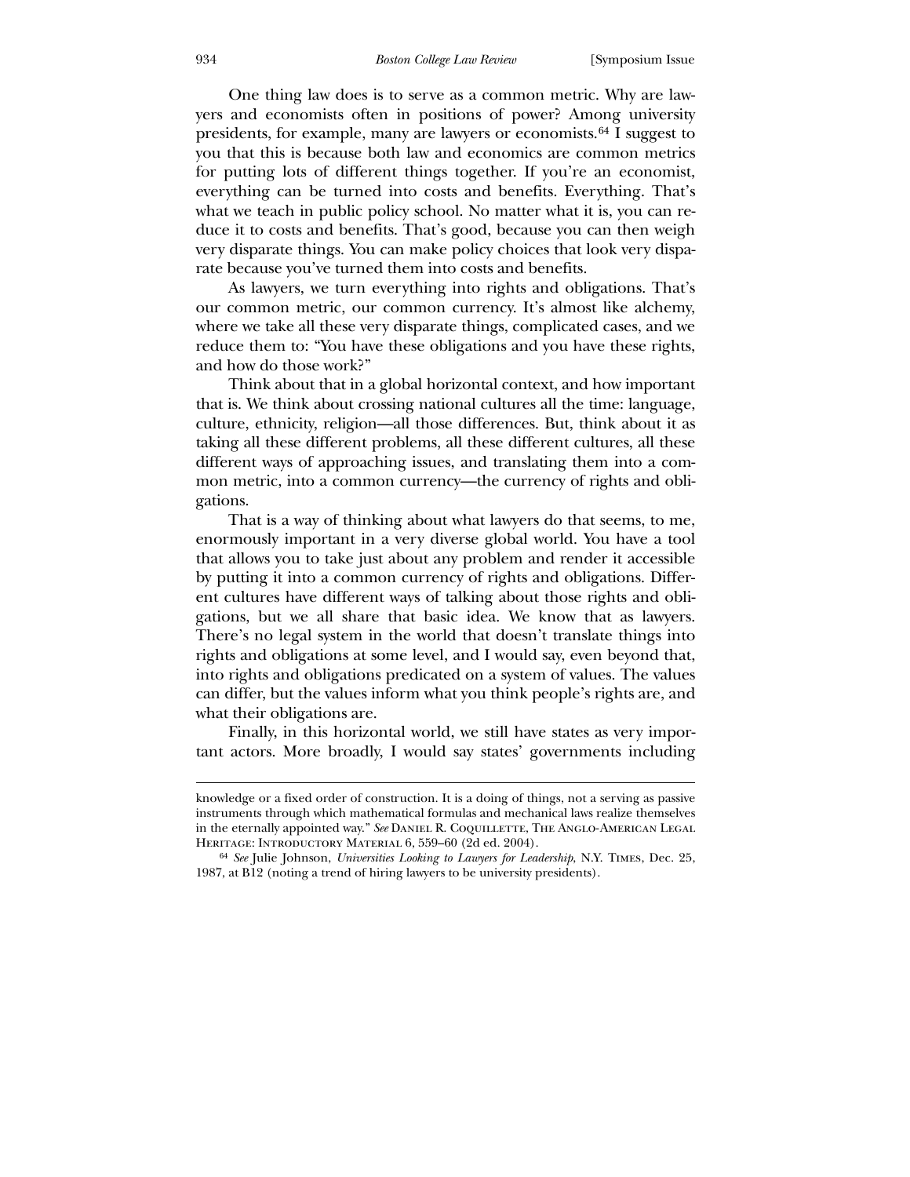One thing law does is to serve as a common metric. Why are lawyers and economists often in positions of power? Among university presidents, for example, many are lawyers or economists.[64] I suggest to you that this is because both law and economics are common metrics for putting lots of different things together. If you're an economist, everything can be turned into costs and benefits. Everything. That's what we teach in public policy school. No matter what it is, you can reduce it to costs and benefits. That's good, because you can then weigh very disparate things. You can make policy choices that look very disparate because you've turned them into costs and benefits.

As lawyers, we turn everything into rights and obligations. That's our common metric, our common currency. It's almost like alchemy, where we take all these very disparate things, complicated cases, and we reduce them to: "You have these obligations and you have these rights, and how do those work?"

Think about that in a global horizontal context, and how important that is. We think about crossing national cultures all the time: language, culture, ethnicity, religion—all those differences. But, think about it as taking all these different problems, all these different cultures, all these different ways of approaching issues, and translating them into a common metric, into a common currency—the currency of rights and obligations.

That is a way of thinking about what lawyers do that seems, to me, enormously important in a very diverse global world. You have a tool that allows you to take just about any problem and render it accessible by putting it into a common currency of rights and obligations. Different cultures have different ways of talking about those rights and obligations, but we all share that basic idea. We know that as lawyers. There's no legal system in the world that doesn't translate things into rights and obligations at some level, and I would say, even beyond that, into rights and obligations predicated on a system of values. The values can differ, but the values inform what you think people's rights are, and what their obligations are.

Finally, in this horizontal world, we still have states as very important actors. More broadly, I would say states' governments including

---

knowledge or a fixed order of construction. It is a doing of things, not a serving as passive instruments through which mathematical formulas and mechanical laws realize themselves in the eternally appointed way." *See* Daniel R. Coquillette, The Anglo-American Legal Heritage: Introductory Material 6, 559–60 (2d ed. 2004).

[64] *See* Julie Johnson, *Universities Looking to Lawyers for Leadership*, N.Y. Times, Dec. 25, 1987, at B12 (noting a trend of hiring lawyers to be university presidents).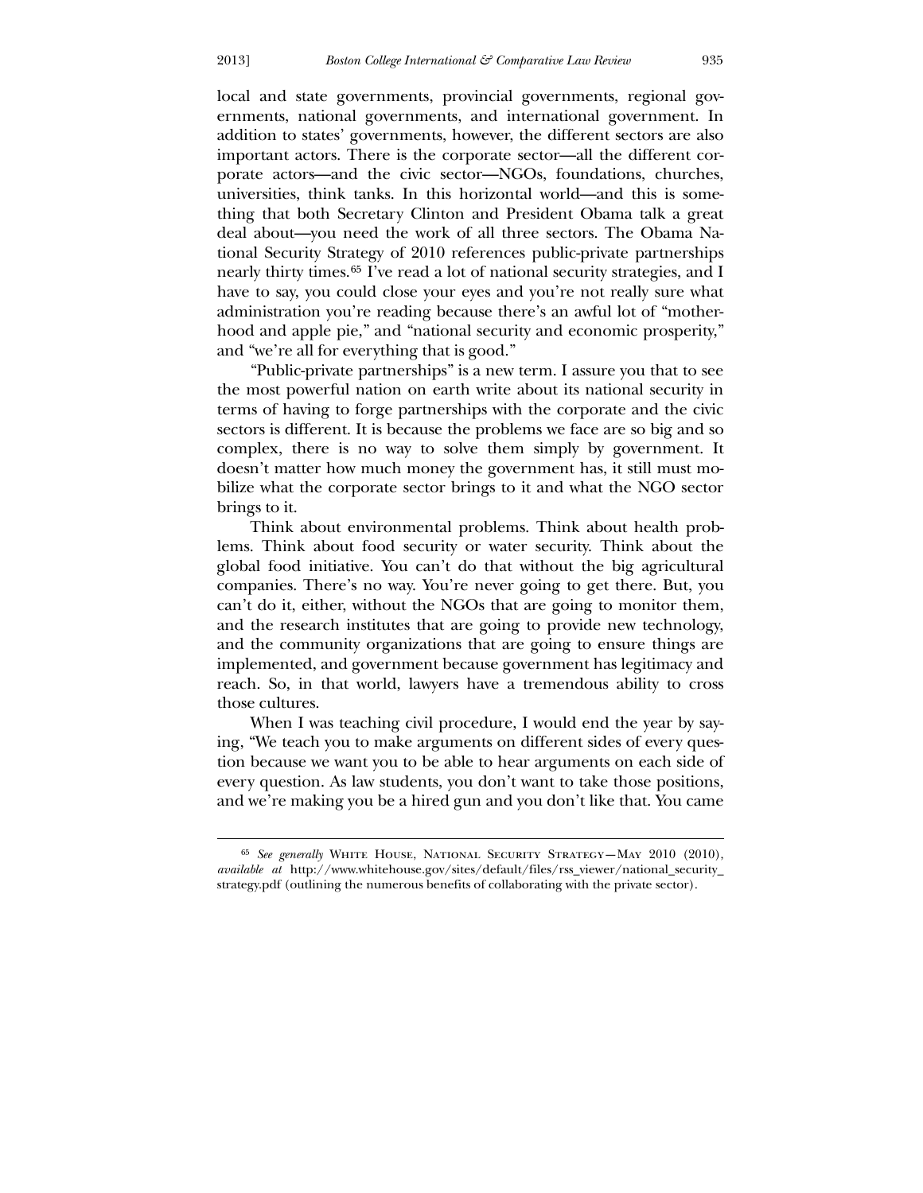local and state governments, provincial governments, regional governments, national governments, and international government. In addition to states' governments, however, the different sectors are also important actors. There is the corporate sector—all the different corporate actors—and the civic sector—NGOs, foundations, churches, universities, think tanks. In this horizontal world—and this is something that both Secretary Clinton and President Obama talk a great deal about—you need the work of all three sectors. The Obama National Security Strategy of 2010 references public-private partnerships nearly thirty times.[65] I've read a lot of national security strategies, and I have to say, you could close your eyes and you're not really sure what administration you're reading because there's an awful lot of "motherhood and apple pie," and "national security and economic prosperity," and "we're all for everything that is good."

"Public-private partnerships" is a new term. I assure you that to see the most powerful nation on earth write about its national security in terms of having to forge partnerships with the corporate and the civic sectors is different. It is because the problems we face are so big and so complex, there is no way to solve them simply by government. It doesn't matter how much money the government has, it still must mobilize what the corporate sector brings to it and what the NGO sector brings to it.

Think about environmental problems. Think about health problems. Think about food security or water security. Think about the global food initiative. You can't do that without the big agricultural companies. There's no way. You're never going to get there. But, you can't do it, either, without the NGOs that are going to monitor them, and the research institutes that are going to provide new technology, and the community organizations that are going to ensure things are implemented, and government because government has legitimacy and reach. So, in that world, lawyers have a tremendous ability to cross those cultures.

When I was teaching civil procedure, I would end the year by saying, "We teach you to make arguments on different sides of every question because we want you to be able to hear arguments on each side of every question. As law students, you don't want to take those positions, and we're making you be a hired gun and you don't like that. You came

---

[65] *See generally* White House, National Security Strategy—May 2010 (2010), *available at* http://www.whitehouse.gov/sites/default/files/rss_viewer/national_security_strategy.pdf (outlining the numerous benefits of collaborating with the private sector).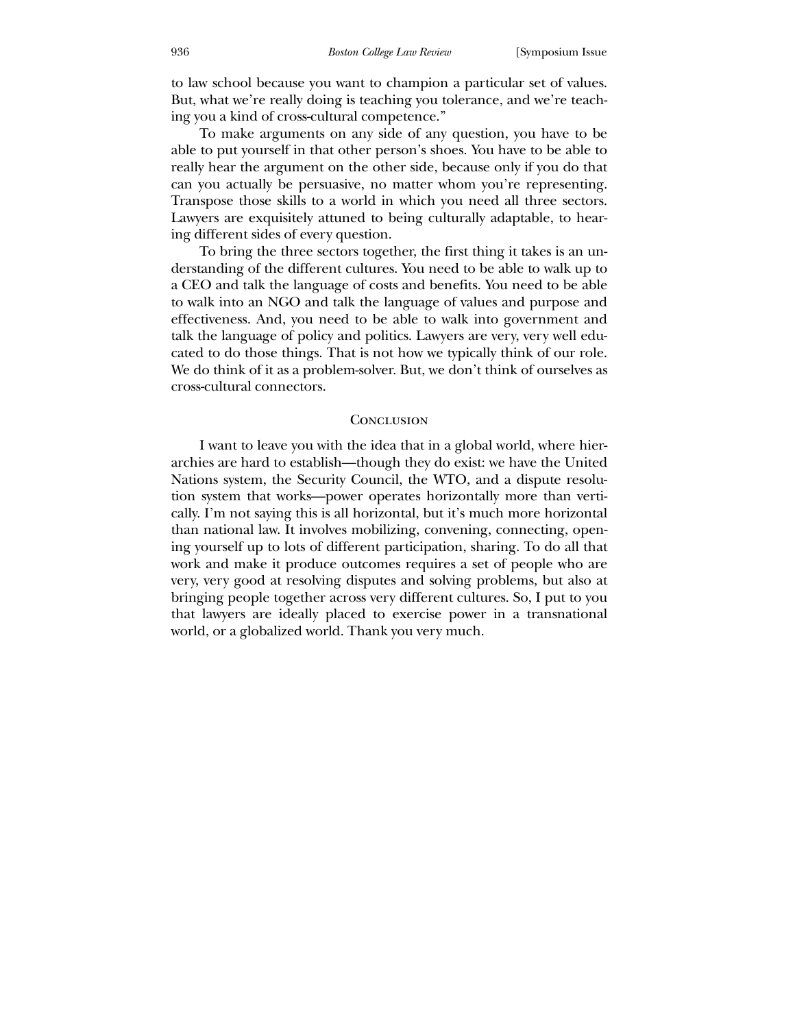to law school because you want to champion a particular set of values. But, what we're really doing is teaching you tolerance, and we're teaching you a kind of cross-cultural competence."

To make arguments on any side of any question, you have to be able to put yourself in that other person's shoes. You have to be able to really hear the argument on the other side, because only if you do that can you actually be persuasive, no matter whom you're representing. Transpose those skills to a world in which you need all three sectors. Lawyers are exquisitely attuned to being culturally adaptable, to hearing different sides of every question.

To bring the three sectors together, the first thing it takes is an understanding of the different cultures. You need to be able to walk up to a CEO and talk the language of costs and benefits. You need to be able to walk into an NGO and talk the language of values and purpose and effectiveness. And, you need to be able to walk into government and talk the language of policy and politics. Lawyers are very, very well educated to do those things. That is not how we typically think of our role. We do think of it as a problem-solver. But, we don't think of ourselves as cross-cultural connectors.

## Conclusion

I want to leave you with the idea that in a global world, where hierarchies are hard to establish—though they do exist: we have the United Nations system, the Security Council, the WTO, and a dispute resolution system that works—power operates horizontally more than vertically. I'm not saying this is all horizontal, but it's much more horizontal than national law. It involves mobilizing, convening, connecting, opening yourself up to lots of different participation, sharing. To do all that work and make it produce outcomes requires a set of people who are very, very good at resolving disputes and solving problems, but also at bringing people together across very different cultures. So, I put to you that lawyers are ideally placed to exercise power in a transnational world, or a globalized world. Thank you very much.